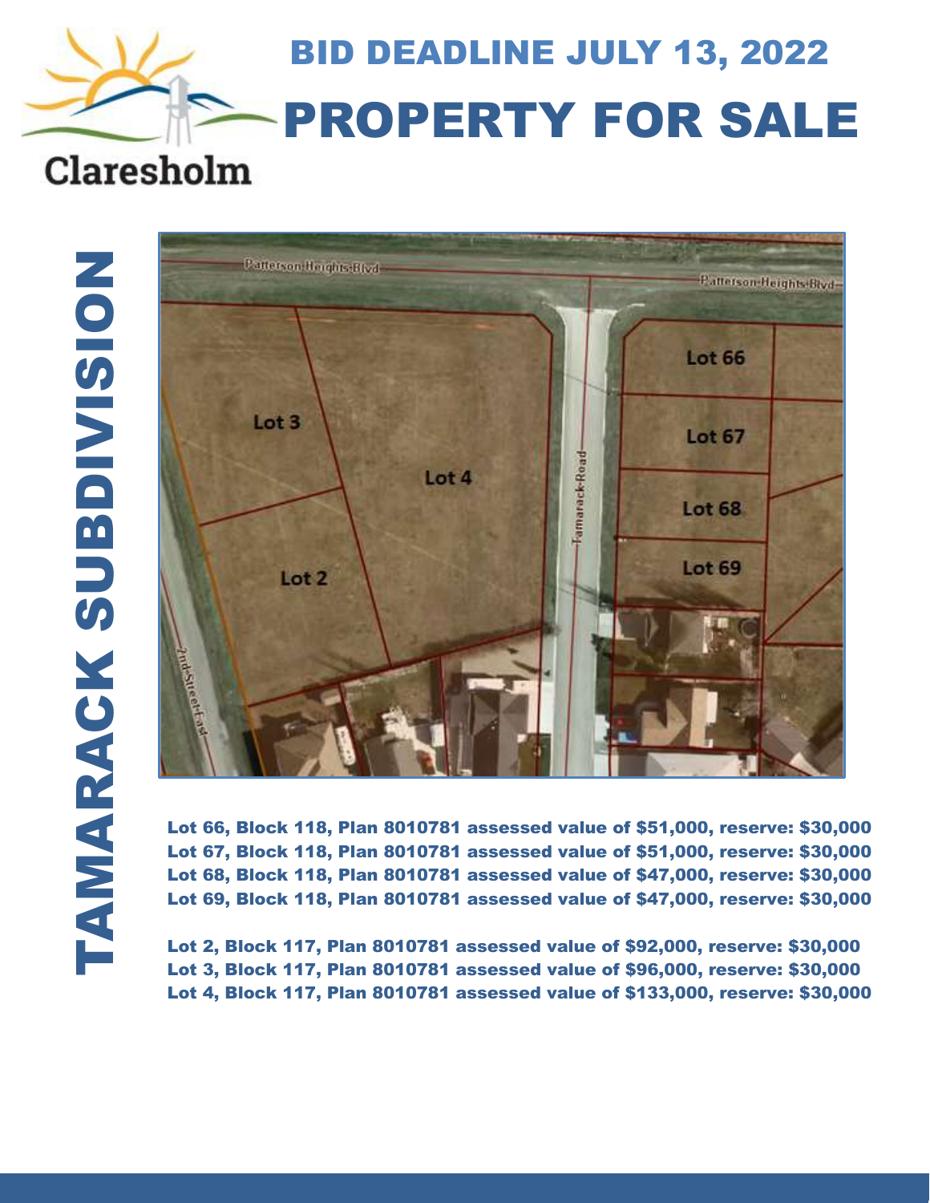Claresholm

# BID DEADLINE JULY 13, 2022

# PROPERTY FOR SALE

## TAMARACK SUBDIVISION

Lot 66, Block 118, Plan 8010781 assessed value of $51,000, reserve: $30,000
Lot 67, Block 118, Plan 8010781 assessed value of $51,000, reserve: $30,000
Lot 68, Block 118, Plan 8010781 assessed value of $47,000, reserve: $30,000
Lot 69, Block 118, Plan 8010781 assessed value of $47,000, reserve: $30,000

Lot 2, Block 117, Plan 8010781 assessed value of $92,000, reserve: $30,000
Lot 3, Block 117, Plan 8010781 assessed value of $96,000, reserve: $30,000
Lot 4, Block 117, Plan 8010781 assessed value of $133,000, reserve: $30,000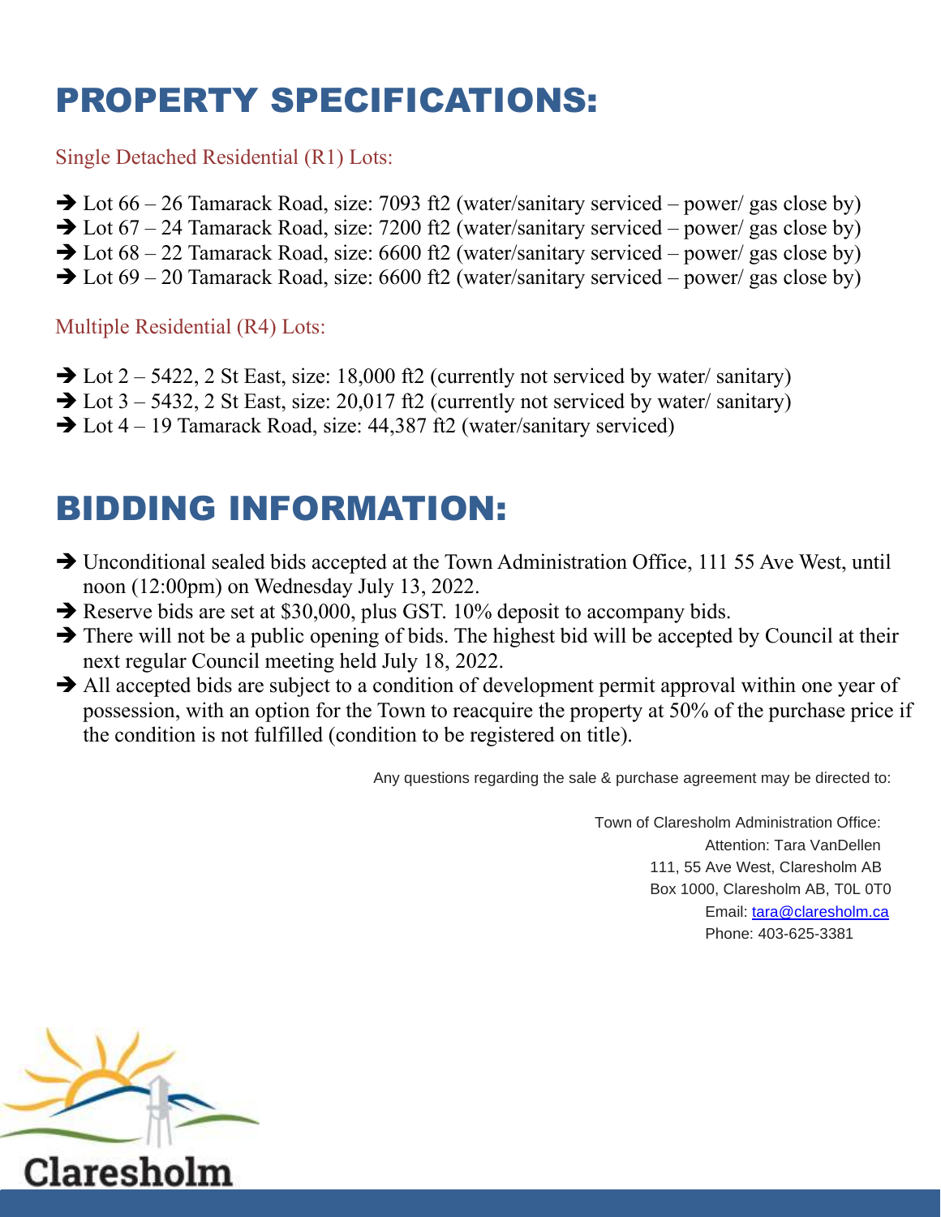# PROPERTY SPECIFICATIONS:

### Single Detached Residential (R1) Lots:

- ➔ Lot 66 – 26 Tamarack Road, size: 7093 ft2 (water/sanitary serviced – power/ gas close by)
- ➔ Lot 67 – 24 Tamarack Road, size: 7200 ft2 (water/sanitary serviced – power/ gas close by)
- ➔ Lot 68 – 22 Tamarack Road, size: 6600 ft2 (water/sanitary serviced – power/ gas close by)
- ➔ Lot 69 – 20 Tamarack Road, size: 6600 ft2 (water/sanitary serviced – power/ gas close by)

### Multiple Residential (R4) Lots:

- ➔ Lot 2 – 5422, 2 St East, size: 18,000 ft2 (currently not serviced by water/ sanitary)
- ➔ Lot 3 – 5432, 2 St East, size: 20,017 ft2 (currently not serviced by water/ sanitary)
- ➔ Lot 4 – 19 Tamarack Road, size: 44,387 ft2 (water/sanitary serviced)

# BIDDING INFORMATION:

- ➔ Unconditional sealed bids accepted at the Town Administration Office, 111 55 Ave West, until noon (12:00pm) on Wednesday July 13, 2022.
- ➔ Reserve bids are set at $30,000, plus GST. 10% deposit to accompany bids.
- ➔ There will not be a public opening of bids. The highest bid will be accepted by Council at their next regular Council meeting held July 18, 2022.
- ➔ All accepted bids are subject to a condition of development permit approval within one year of possession, with an option for the Town to reacquire the property at 50% of the purchase price if the condition is not fulfilled (condition to be registered on title).

Any questions regarding the sale & purchase agreement may be directed to:

Town of Claresholm Administration Office:
Attention: Tara VanDellen
111, 55 Ave West, Claresholm AB
Box 1000, Claresholm AB, T0L 0T0
Email: tara@claresholm.ca
Phone: 403-625-3381

Claresholm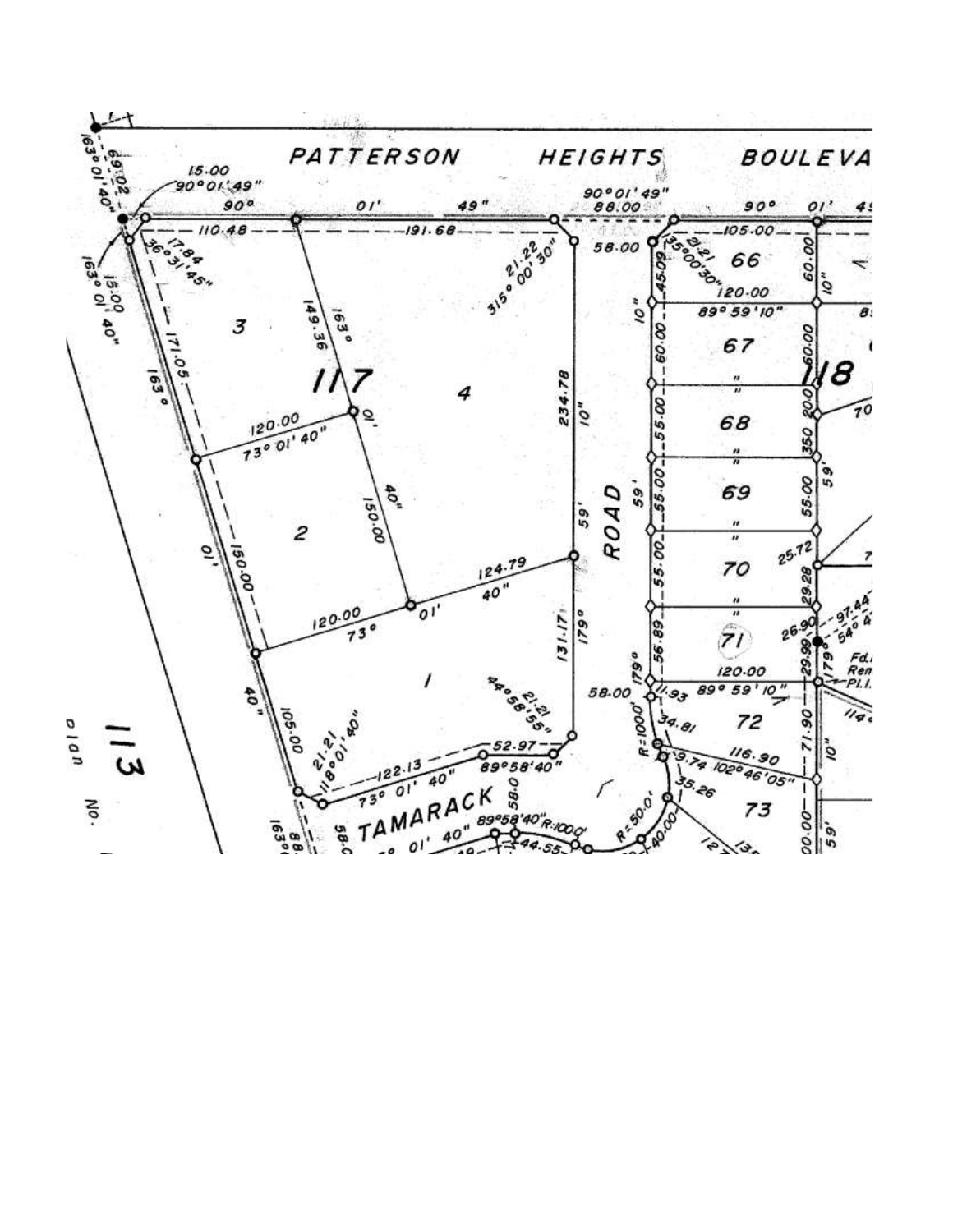PATTERSON HEIGHTS BOULEVA

69.02
163° 01' 40"
15.00
90° 01' 49"
90° 01' 49"
90° 01' 49"
88.00
90° 01' 49
110.48
191.68
105.00
17.84
36° 31' 45"
15.00
163° 01' 40"
21.22
315° 00' 30"
58.00
21.21
135° 00' 30"
45.09
60.00
10"
66
120.00
89° 59' 10"
3
149.36
163°
10"
60.00
60.00
67
171.05
163°
117
4
234.78
10"
"
118
120.00
73° 01' 40"
01'
55.00
68
350 00
70
40"
ROAD
59'
59'
2
150.00
150.00
01'
55.00
69
55.00
"
124.79
40"
25.72
01'
55.00
70
29.28
120.00
73°
01'
131.17
179°
"
26.90
97.44
54° 4
40"
1
56.89
71
29.99
179°
Fd.
Rem
P.I.
105.00
21.21
44° 58' 55"
58.00
179°
120.00
11.93
89° 59' 10"
34.81
72
R: 100.0'
114
21.21
118° 01' 40"
52.97
89° 58' 40"
9.74
116.90
102° 46' 05"
71.90
10"
122.13
73° 01' 40"
58.0
35.26
113
TAMARACK
73
163°
88
58.0
01' 40"
89° 58' 40"
R: 100.0'
44.55
R: 50.0'
40.00
100.00
59'
No.
plan